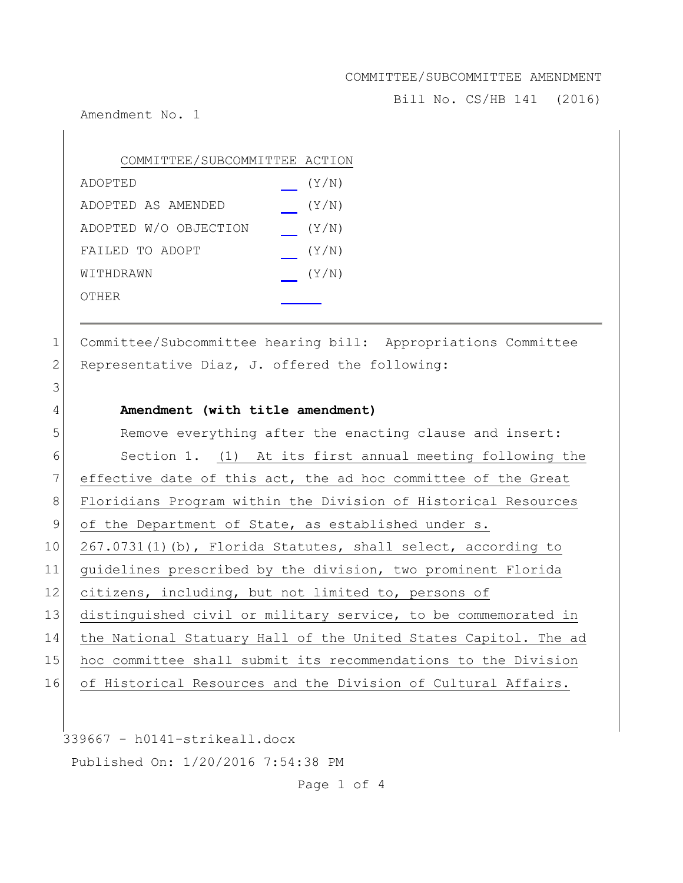COMMITTEE/SUBCOMMITTEE AMENDMENT

Bill No. CS/HB 141 (2016)

Amendment No. 1

| COMMITTEE/SUBCOMMITTEE ACTION | |
|---|---|
| ADOPTED | __ (Y/N) |
| ADOPTED AS AMENDED | __ (Y/N) |
| ADOPTED W/O OBJECTION | __ (Y/N) |
| FAILED TO ADOPT | __ (Y/N) |
| WITHDRAWN | __ (Y/N) |
| OTHER | ______ |

---

1 Committee/Subcommittee hearing bill: Appropriations Committee
2 Representative Diaz, J. offered the following:
3
4 **Amendment (with title amendment)**
5 Remove everything after the enacting clause and insert:
6 Section 1. (1) At its first annual meeting following the
7 effective date of this act, the ad hoc committee of the Great
8 Floridians Program within the Division of Historical Resources
9 of the Department of State, as established under s.
10 267.0731(1)(b), Florida Statutes, shall select, according to
11 guidelines prescribed by the division, two prominent Florida
12 citizens, including, but not limited to, persons of
13 distinguished civil or military service, to be commemorated in
14 the National Statuary Hall of the United States Capitol. The ad
15 hoc committee shall submit its recommendations to the Division
16 of Historical Resources and the Division of Cultural Affairs.

339667 - h0141-strikeall.docx

Published On: 1/20/2016 7:54:38 PM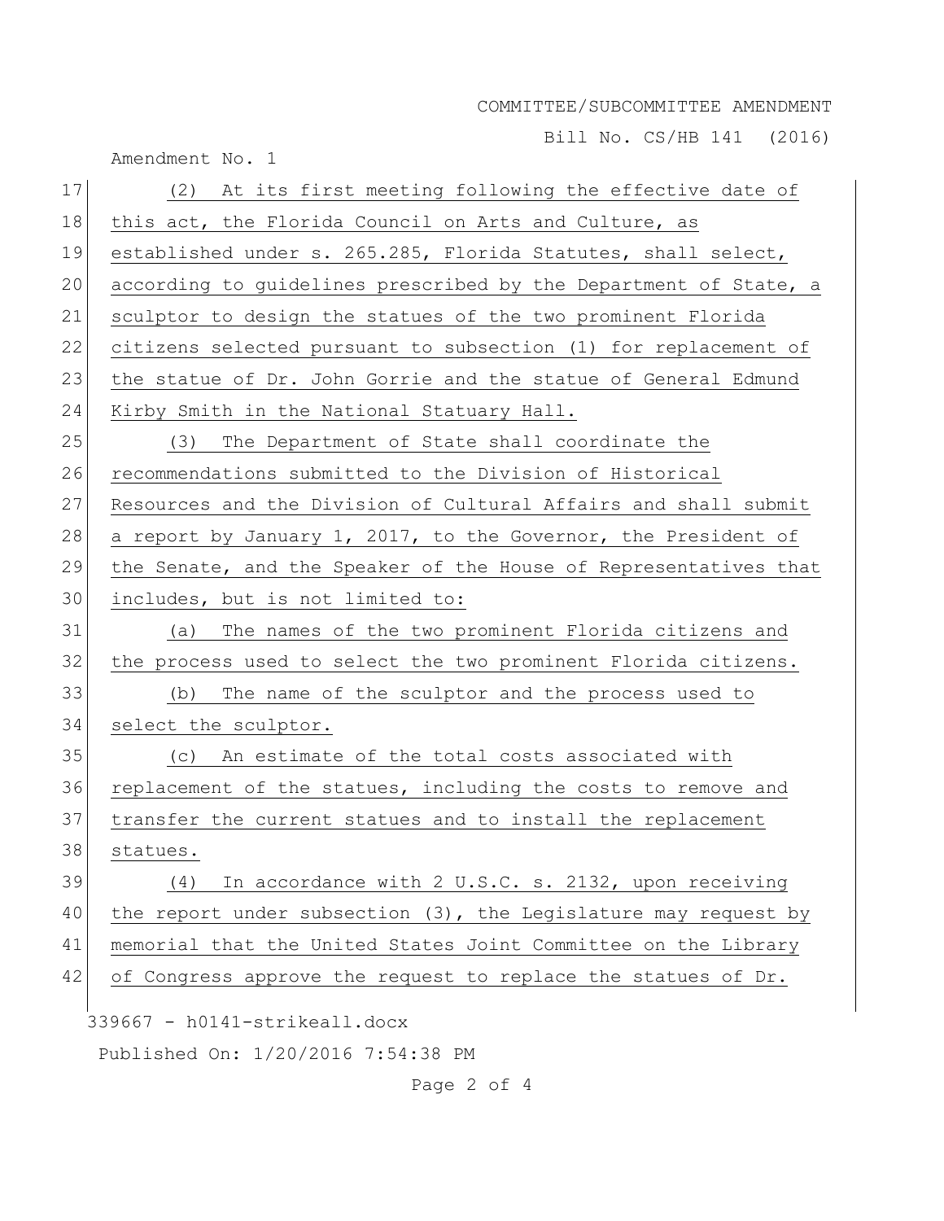(2) At its first meeting following the effective date of this act, the Florida Council on Arts and Culture, as established under s. 265.285, Florida Statutes, shall select, according to guidelines prescribed by the Department of State, a sculptor to design the statues of the two prominent Florida citizens selected pursuant to subsection (1) for replacement of the statue of Dr. John Gorrie and the statue of General Edmund Kirby Smith in the National Statuary Hall.

(3) The Department of State shall coordinate the recommendations submitted to the Division of Historical Resources and the Division of Cultural Affairs and shall submit a report by January 1, 2017, to the Governor, the President of the Senate, and the Speaker of the House of Representatives that includes, but is not limited to:

(a) The names of the two prominent Florida citizens and the process used to select the two prominent Florida citizens.

(b) The name of the sculptor and the process used to select the sculptor.

(c) An estimate of the total costs associated with replacement of the statues, including the costs to remove and transfer the current statues and to install the replacement statues.

(4) In accordance with 2 U.S.C. s. 2132, upon receiving the report under subsection (3), the Legislature may request by memorial that the United States Joint Committee on the Library of Congress approve the request to replace the statues of Dr.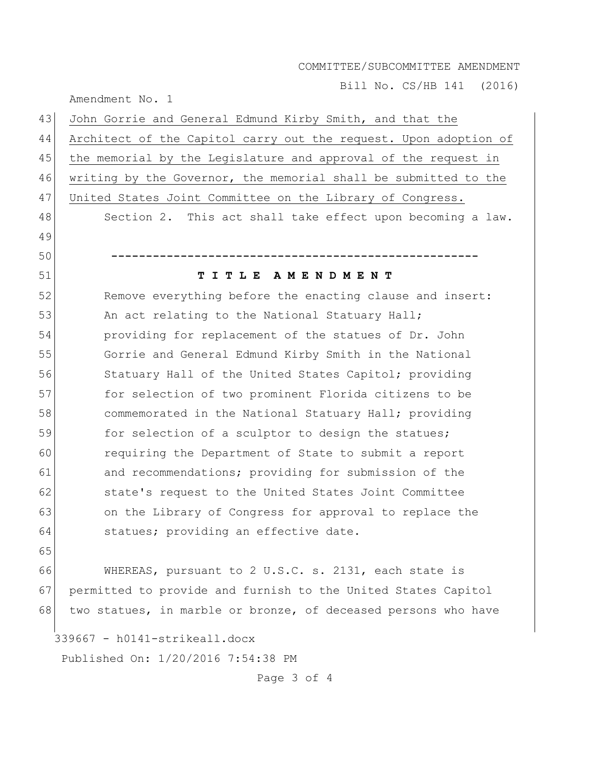John Gorrie and General Edmund Kirby Smith, and that the Architect of the Capitol carry out the request. Upon adoption of the memorial by the Legislature and approval of the request in writing by the Governor, the memorial shall be submitted to the United States Joint Committee on the Library of Congress.

Section 2. This act shall take effect upon becoming a law.

-----------------------------------------------------

**T I T L E A M E N D M E N T**

Remove everything before the enacting clause and insert:
An act relating to the National Statuary Hall; providing for replacement of the statues of Dr. John Gorrie and General Edmund Kirby Smith in the National Statuary Hall of the United States Capitol; providing for selection of two prominent Florida citizens to be commemorated in the National Statuary Hall; providing for selection of a sculptor to design the statues; requiring the Department of State to submit a report and recommendations; providing for submission of the state's request to the United States Joint Committee on the Library of Congress for approval to replace the statues; providing an effective date.

WHEREAS, pursuant to 2 U.S.C. s. 2131, each state is permitted to provide and furnish to the United States Capitol two statues, in marble or bronze, of deceased persons who have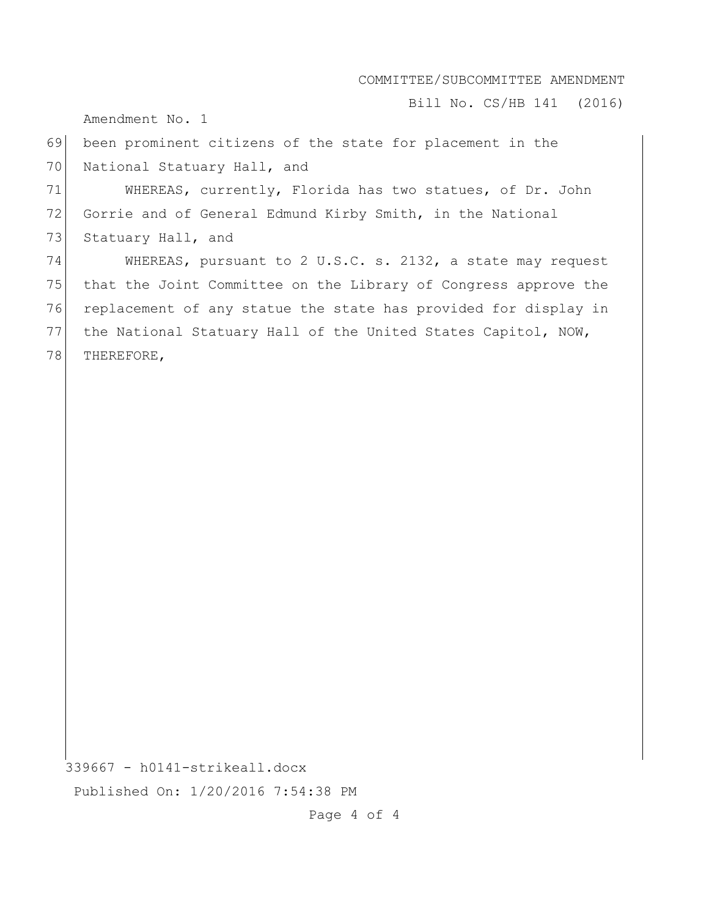been prominent citizens of the state for placement in the National Statuary Hall, and

WHEREAS, currently, Florida has two statues, of Dr. John Gorrie and of General Edmund Kirby Smith, in the National Statuary Hall, and

WHEREAS, pursuant to 2 U.S.C. s. 2132, a state may request that the Joint Committee on the Library of Congress approve the replacement of any statue the state has provided for display in the National Statuary Hall of the United States Capitol, NOW, THEREFORE,